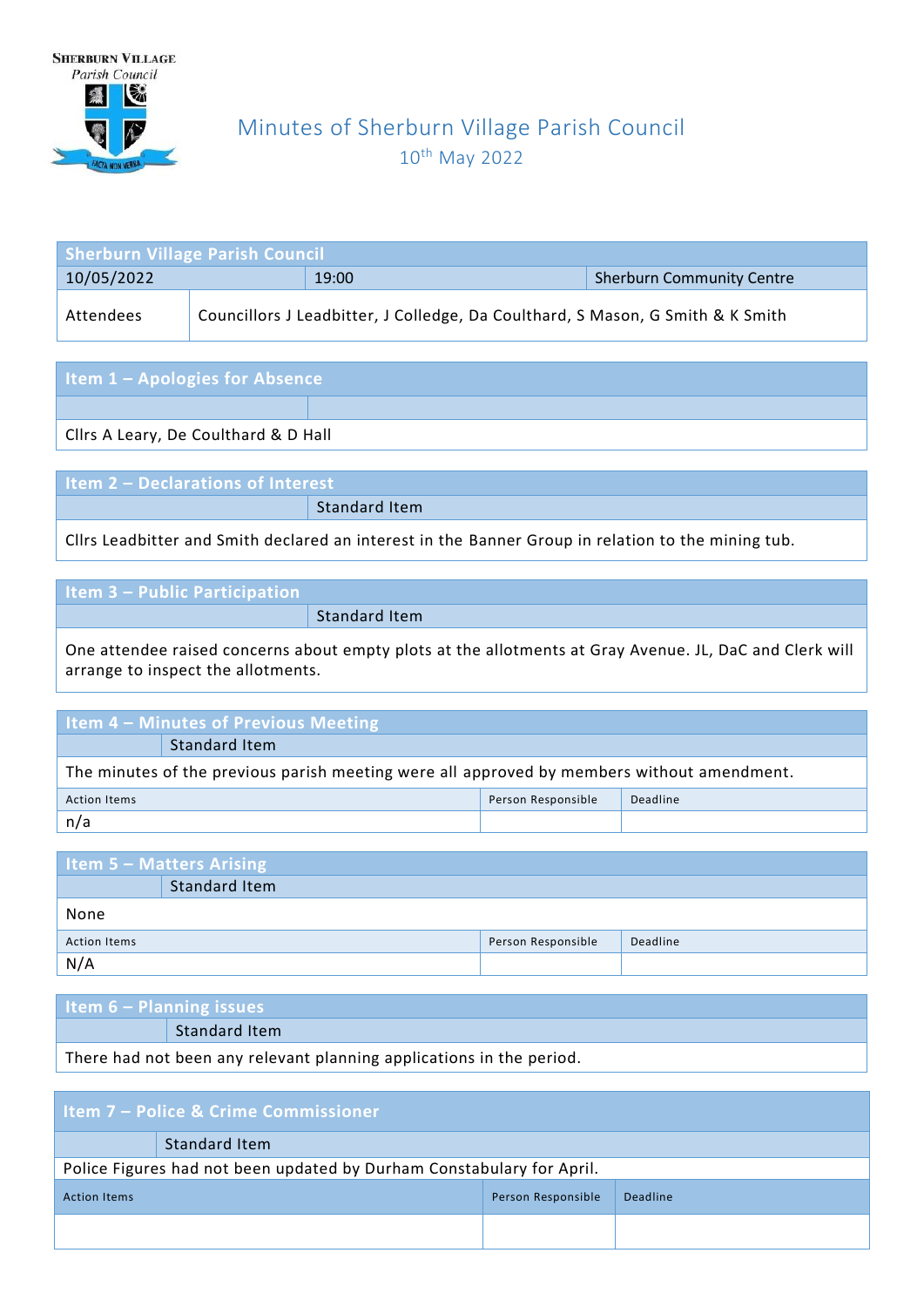Sherburn Village Parish Council

# Minutes of Sherburn Village Parish Council

10th May 2022

| Sherburn Village Parish Council | | |
|---|---|---|
| 10/05/2022 | 19:00 | Sherburn Community Centre |
| Attendees | Councillors J Leadbitter, J Colledge, Da Coulthard, S Mason, G Smith & K Smith | |

## Item 1 – Apologies for Absence

Cllrs A Leary, De Coulthard & D Hall

## Item 2 – Declarations of Interest

Standard Item

Cllrs Leadbitter and Smith declared an interest in the Banner Group in relation to the mining tub.

## Item 3 – Public Participation

Standard Item

One attendee raised concerns about empty plots at the allotments at Gray Avenue. JL, DaC and Clerk will arrange to inspect the allotments.

## Item 4 – Minutes of Previous Meeting

Standard Item

The minutes of the previous parish meeting were all approved by members without amendment.

| Action Items | Person Responsible | Deadline |
|---|---|---|
| n/a | | |

## Item 5 – Matters Arising

Standard Item

None

| Action Items | Person Responsible | Deadline |
|---|---|---|
| N/A | | |

## Item 6 – Planning issues

Standard Item

There had not been any relevant planning applications in the period.

## Item 7 – Police & Crime Commissioner

Standard Item

Police Figures had not been updated by Durham Constabulary for April.

| Action Items | Person Responsible | Deadline |
|---|---|---|
| | | |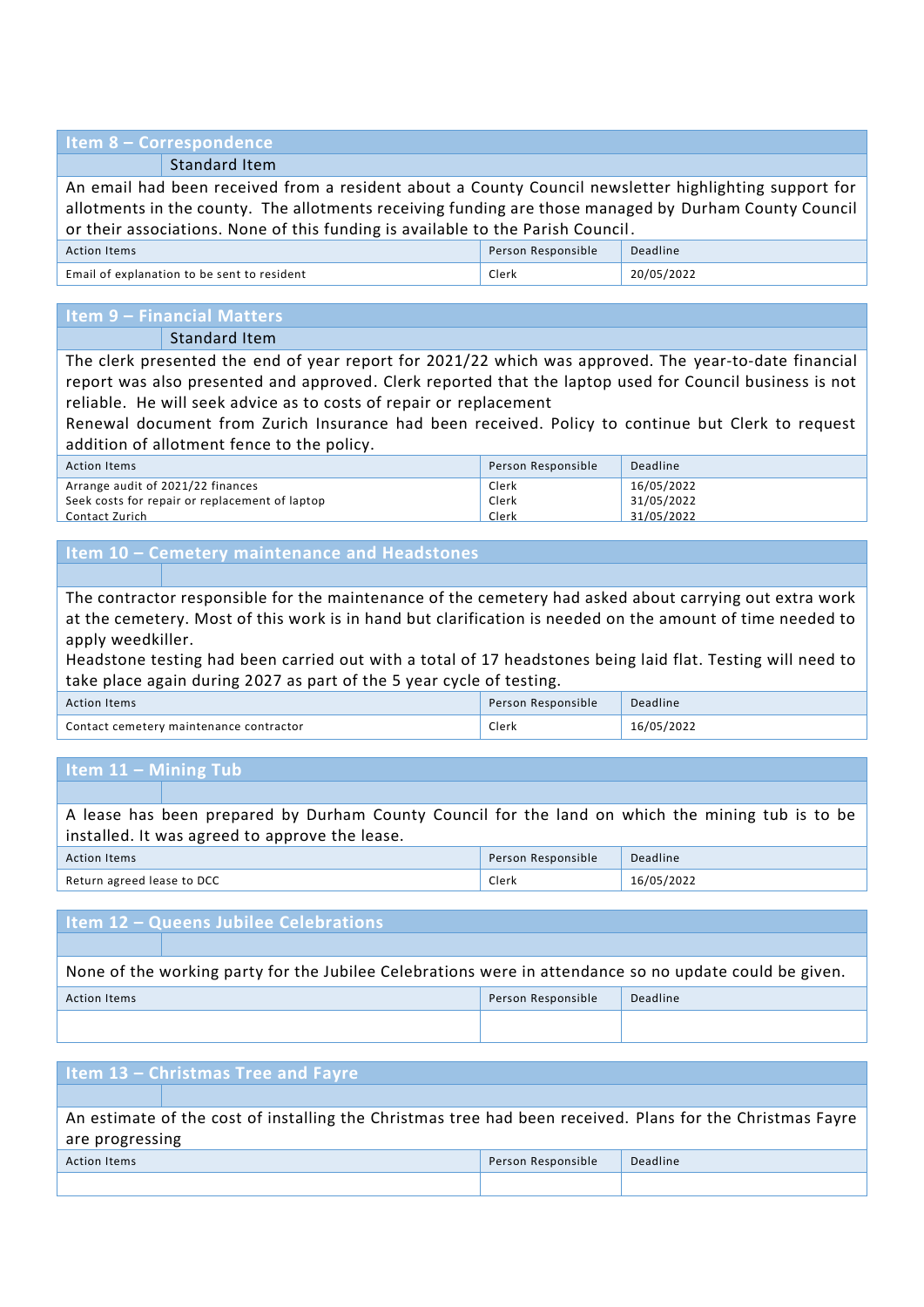## Item 8 – Correspondence

Standard Item

An email had been received from a resident about a County Council newsletter highlighting support for allotments in the county. The allotments receiving funding are those managed by Durham County Council or their associations. None of this funding is available to the Parish Council.

| Action Items | Person Responsible | Deadline |
|---|---|---|
| Email of explanation to be sent to resident | Clerk | 20/05/2022 |

## Item 9 – Financial Matters

Standard Item

The clerk presented the end of year report for 2021/22 which was approved. The year-to-date financial report was also presented and approved. Clerk reported that the laptop used for Council business is not reliable. He will seek advice as to costs of repair or replacement

Renewal document from Zurich Insurance had been received. Policy to continue but Clerk to request addition of allotment fence to the policy.

| Action Items | Person Responsible | Deadline |
|---|---|---|
| Arrange audit of 2021/22 finances | Clerk | 16/05/2022 |
| Seek costs for repair or replacement of laptop | Clerk | 31/05/2022 |
| Contact Zurich | Clerk | 31/05/2022 |

## Item 10 – Cemetery maintenance and Headstones

The contractor responsible for the maintenance of the cemetery had asked about carrying out extra work at the cemetery. Most of this work is in hand but clarification is needed on the amount of time needed to apply weedkiller.

Headstone testing had been carried out with a total of 17 headstones being laid flat. Testing will need to take place again during 2027 as part of the 5 year cycle of testing.

| Action Items | Person Responsible | Deadline |
|---|---|---|
| Contact cemetery maintenance contractor | Clerk | 16/05/2022 |

## Item 11 – Mining Tub

A lease has been prepared by Durham County Council for the land on which the mining tub is to be installed. It was agreed to approve the lease.

| Action Items | Person Responsible | Deadline |
|---|---|---|
| Return agreed lease to DCC | Clerk | 16/05/2022 |

## Item 12 – Queens Jubilee Celebrations

None of the working party for the Jubilee Celebrations were in attendance so no update could be given.

| Action Items | Person Responsible | Deadline |
|---|---|---|
| | | |

## Item 13 – Christmas Tree and Fayre

An estimate of the cost of installing the Christmas tree had been received. Plans for the Christmas Fayre are progressing

| Action Items | Person Responsible | Deadline |
|---|---|---|
| | | |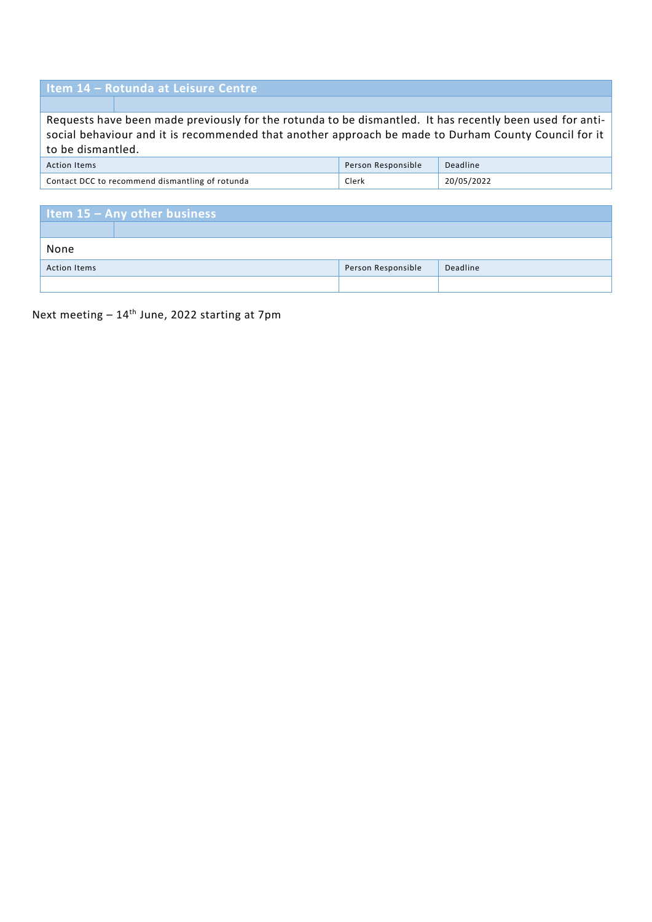## Item 14 – Rotunda at Leisure Centre

Requests have been made previously for the rotunda to be dismantled. It has recently been used for anti-social behaviour and it is recommended that another approach be made to Durham County Council for it to be dismantled.

| Action Items | Person Responsible | Deadline |
|---|---|---|
| Contact DCC to recommend dismantling of rotunda | Clerk | 20/05/2022 |

## Item 15 – Any other business

None

| Action Items | Person Responsible | Deadline |
|---|---|---|
| | | |

Next meeting – 14th June, 2022 starting at 7pm